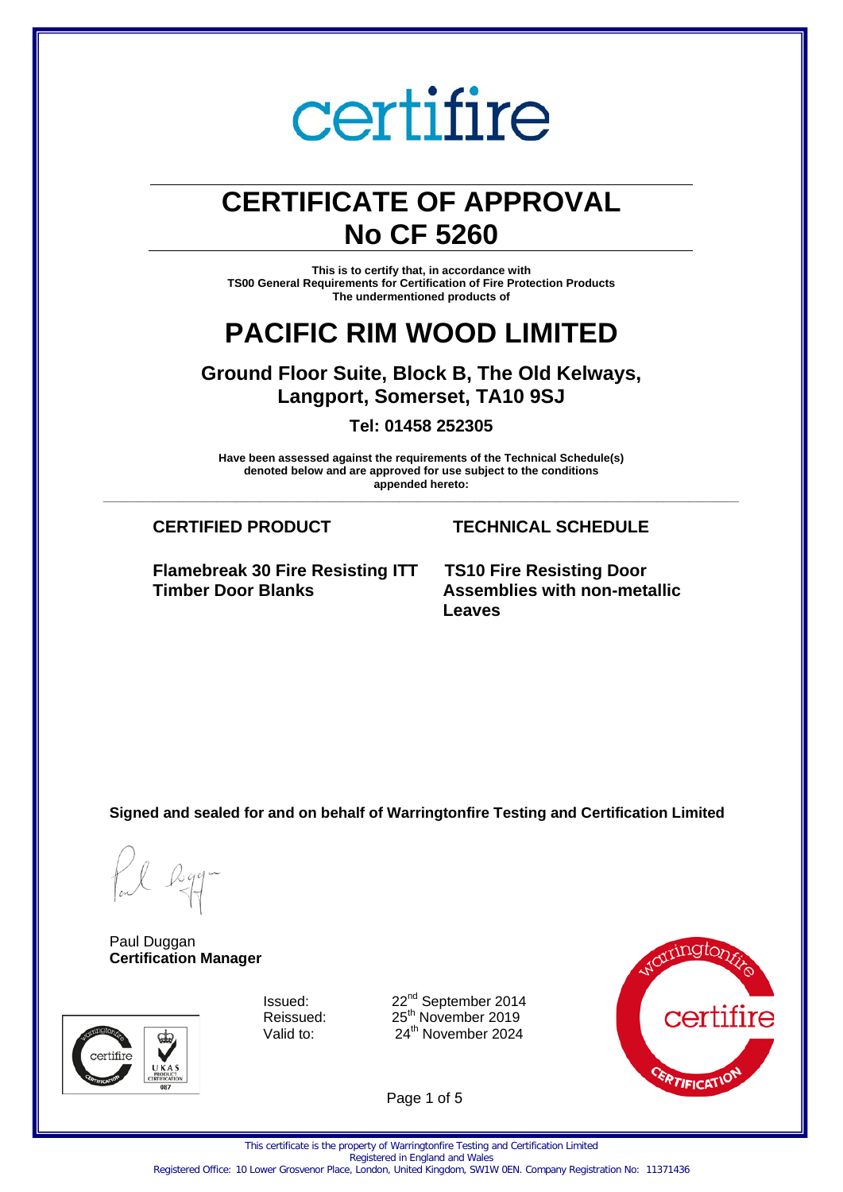# certifire

# CERTIFICATE OF APPROVAL
# No CF 5260

**This is to certify that, in accordance with**
**TS00 General Requirements for Certification of Fire Protection Products**
**The undermentioned products of**

# PACIFIC RIM WOOD LIMITED

## Ground Floor Suite, Block B, The Old Kelways, Langport, Somerset, TA10 9SJ

### Tel: 01458 252305

**Have been assessed against the requirements of the Technical Schedule(s) denoted below and are approved for use subject to the conditions appended hereto:**

| CERTIFIED PRODUCT | TECHNICAL SCHEDULE |
|---|---|
| **Flamebreak 30 Fire Resisting ITT Timber Door Blanks** | **TS10 Fire Resisting Door Assemblies with non-metallic Leaves** |

**Signed and sealed for and on behalf of Warringtonfire Testing and Certification Limited**

Paul Duggan
**Certification Manager**

| | |
|---|---|
| Issued: | 22nd September 2014 |
| Reissued: | 25th November 2019 |
| Valid to: | 24th November 2024 |

This certificate is the property of Warringtonfire Testing and Certification Limited
Registered in England and Wales
Registered Office: 10 Lower Grosvenor Place, London, United Kingdom, SW1W 0EN. Company Registration No: 11371436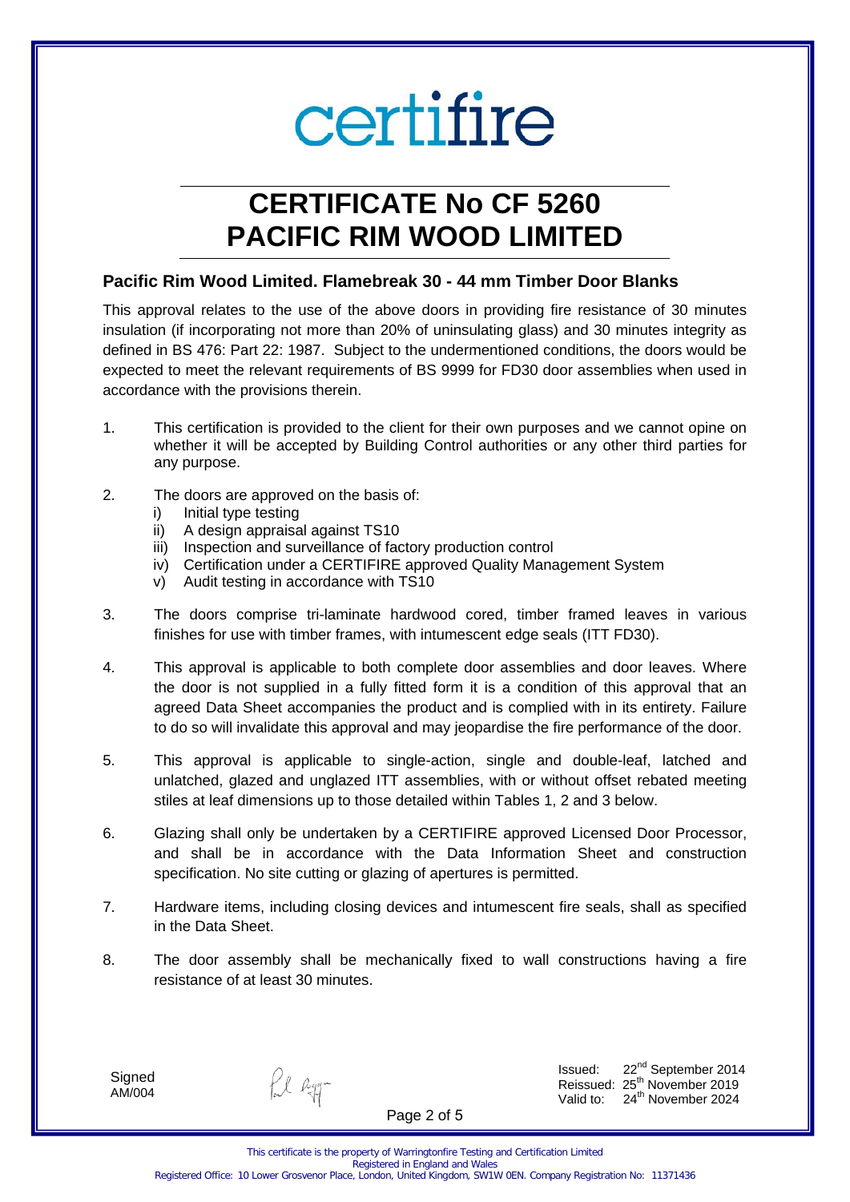certifire

# CERTIFICATE No CF 5260
# PACIFIC RIM WOOD LIMITED

### Pacific Rim Wood Limited. Flamebreak 30 - 44 mm Timber Door Blanks

This approval relates to the use of the above doors in providing fire resistance of 30 minutes insulation (if incorporating not more than 20% of uninsulating glass) and 30 minutes integrity as defined in BS 476: Part 22: 1987. Subject to the undermentioned conditions, the doors would be expected to meet the relevant requirements of BS 9999 for FD30 door assemblies when used in accordance with the provisions therein.

1. This certification is provided to the client for their own purposes and we cannot opine on whether it will be accepted by Building Control authorities or any other third parties for any purpose.

2. The doors are approved on the basis of:
   i) Initial type testing
   ii) A design appraisal against TS10
   iii) Inspection and surveillance of factory production control
   iv) Certification under a CERTIFIRE approved Quality Management System
   v) Audit testing in accordance with TS10

3. The doors comprise tri-laminate hardwood cored, timber framed leaves in various finishes for use with timber frames, with intumescent edge seals (ITT FD30).

4. This approval is applicable to both complete door assemblies and door leaves. Where the door is not supplied in a fully fitted form it is a condition of this approval that an agreed Data Sheet accompanies the product and is complied with in its entirety. Failure to do so will invalidate this approval and may jeopardise the fire performance of the door.

5. This approval is applicable to single-action, single and double-leaf, latched and unlatched, glazed and unglazed ITT assemblies, with or without offset rebated meeting stiles at leaf dimensions up to those detailed within Tables 1, 2 and 3 below.

6. Glazing shall only be undertaken by a CERTIFIRE approved Licensed Door Processor, and shall be in accordance with the Data Information Sheet and construction specification. No site cutting or glazing of apertures is permitted.

7. Hardware items, including closing devices and intumescent fire seals, shall as specified in the Data Sheet.

8. The door assembly shall be mechanically fixed to wall constructions having a fire resistance of at least 30 minutes.

Signed
AM/004

Issued: 22nd September 2014
Reissued: 25th November 2019
Valid to: 24th November 2024

This certificate is the property of Warringtonfire Testing and Certification Limited
Registered in England and Wales
Registered Office: 10 Lower Grosvenor Place, London, United Kingdom, SW1W 0EN. Company Registration No: 11371436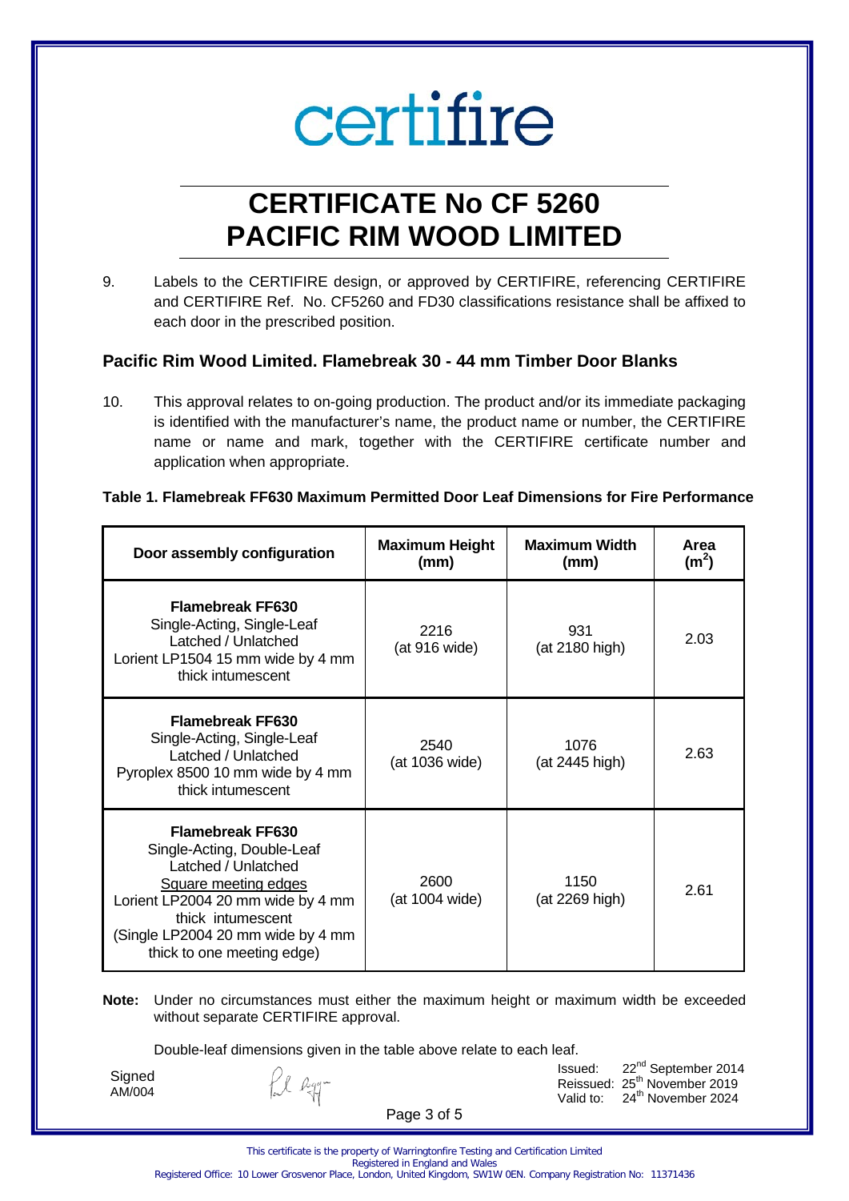# certifire

# CERTIFICATE No CF 5260
# PACIFIC RIM WOOD LIMITED

9. Labels to the CERTIFIRE design, or approved by CERTIFIRE, referencing CERTIFIRE and CERTIFIRE Ref. No. CF5260 and FD30 classifications resistance shall be affixed to each door in the prescribed position.

## Pacific Rim Wood Limited. Flamebreak 30 - 44 mm Timber Door Blanks

10. This approval relates to on-going production. The product and/or its immediate packaging is identified with the manufacturer's name, the product name or number, the CERTIFIRE name or name and mark, together with the CERTIFIRE certificate number and application when appropriate.

**Table 1. Flamebreak FF630 Maximum Permitted Door Leaf Dimensions for Fire Performance**

| Door assembly configuration | Maximum Height (mm) | Maximum Width (mm) | Area ($m^2$) |
|---|---|---|---|
| **Flamebreak FF630** Single-Acting, Single-Leaf Latched / Unlatched Lorient LP1504 15 mm wide by 4 mm thick intumescent | 2216 (at 916 wide) | 931 (at 2180 high) | 2.03 |
| **Flamebreak FF630** Single-Acting, Single-Leaf Latched / Unlatched Pyroplex 8500 10 mm wide by 4 mm thick intumescent | 2540 (at 1036 wide) | 1076 (at 2445 high) | 2.63 |
| **Flamebreak FF630** Single-Acting, Double-Leaf Latched / Unlatched <u>Square meeting edges</u> Lorient LP2004 20 mm wide by 4 mm thick intumescent (Single LP2004 20 mm wide by 4 mm thick to one meeting edge) | 2600 (at 1004 wide) | 1150 (at 2269 high) | 2.61 |

**Note:** Under no circumstances must either the maximum height or maximum width be exceeded without separate CERTIFIRE approval.

Double-leaf dimensions given in the table above relate to each leaf.

Signed
AM/004

Issued: 22nd September 2014
Reissued: 25th November 2019
Valid to: 24th November 2024

This certificate is the property of Warringtonfire Testing and Certification Limited
Registered in England and Wales
Registered Office: 10 Lower Grosvenor Place, London, United Kingdom, SW1W 0EN. Company Registration No: 11371436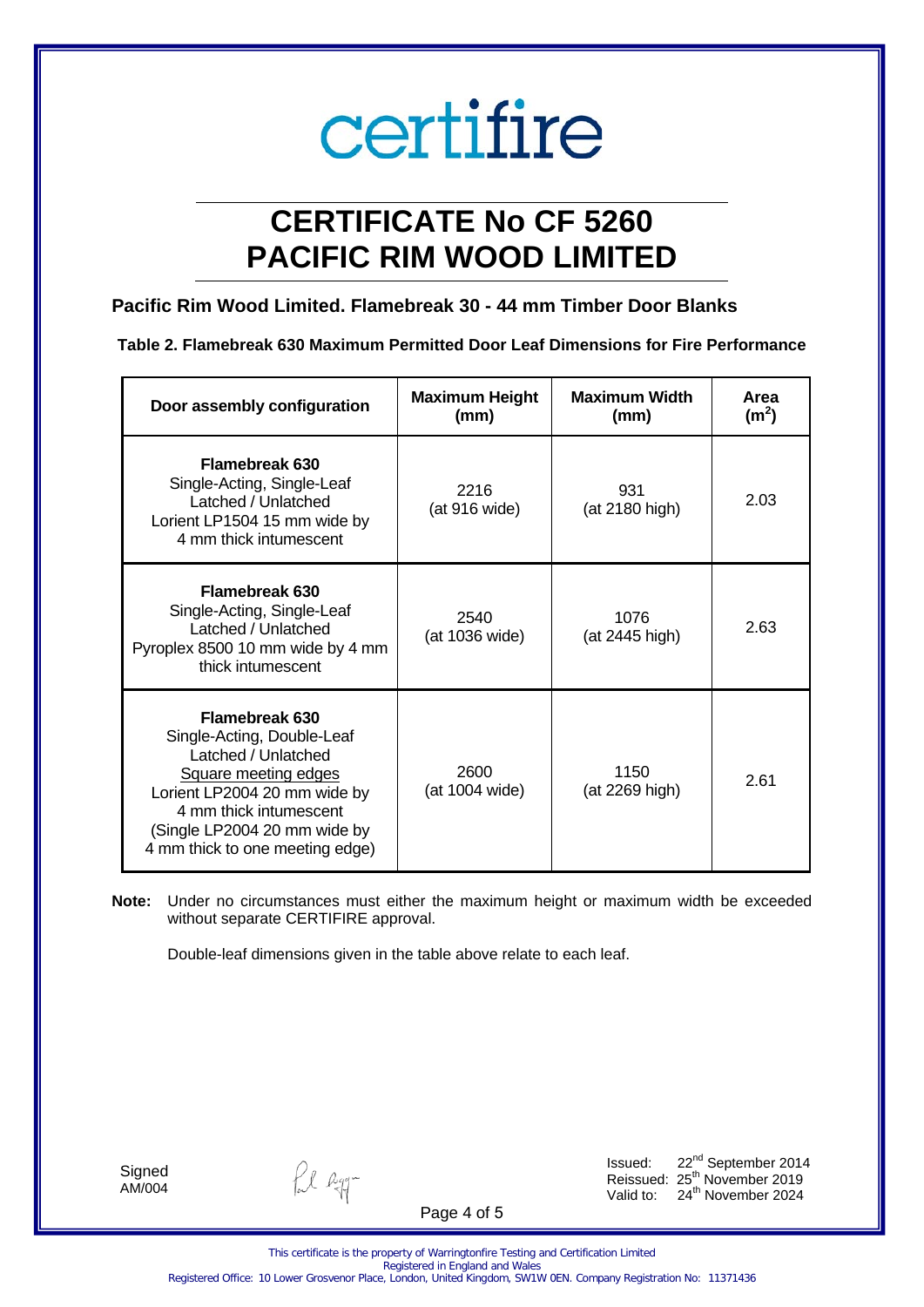certifire

# CERTIFICATE No CF 5260
# PACIFIC RIM WOOD LIMITED

### Pacific Rim Wood Limited. Flamebreak 30 - 44 mm Timber Door Blanks

**Table 2. Flamebreak 630 Maximum Permitted Door Leaf Dimensions for Fire Performance**

| Door assembly configuration | Maximum Height (mm) | Maximum Width (mm) | Area ($m^2$) |
|---|---|---|---|
| **Flamebreak 630** Single-Acting, Single-Leaf Latched / Unlatched Lorient LP1504 15 mm wide by 4 mm thick intumescent | 2216 (at 916 wide) | 931 (at 2180 high) | 2.03 |
| **Flamebreak 630** Single-Acting, Single-Leaf Latched / Unlatched Pyroplex 8500 10 mm wide by 4 mm thick intumescent | 2540 (at 1036 wide) | 1076 (at 2445 high) | 2.63 |
| **Flamebreak 630** Single-Acting, Double-Leaf Latched / Unlatched <u>Square meeting edges</u> Lorient LP2004 20 mm wide by 4 mm thick intumescent (Single LP2004 20 mm wide by 4 mm thick to one meeting edge) | 2600 (at 1004 wide) | 1150 (at 2269 high) | 2.61 |

**Note:** Under no circumstances must either the maximum height or maximum width be exceeded without separate CERTIFIRE approval.

Double-leaf dimensions given in the table above relate to each leaf.

Signed
AM/004

Issued: 22nd September 2014
Reissued: 25th November 2019
Valid to: 24th November 2024

This certificate is the property of Warringtonfire Testing and Certification Limited
Registered in England and Wales
Registered Office: 10 Lower Grosvenor Place, London, United Kingdom, SW1W 0EN. Company Registration No: 11371436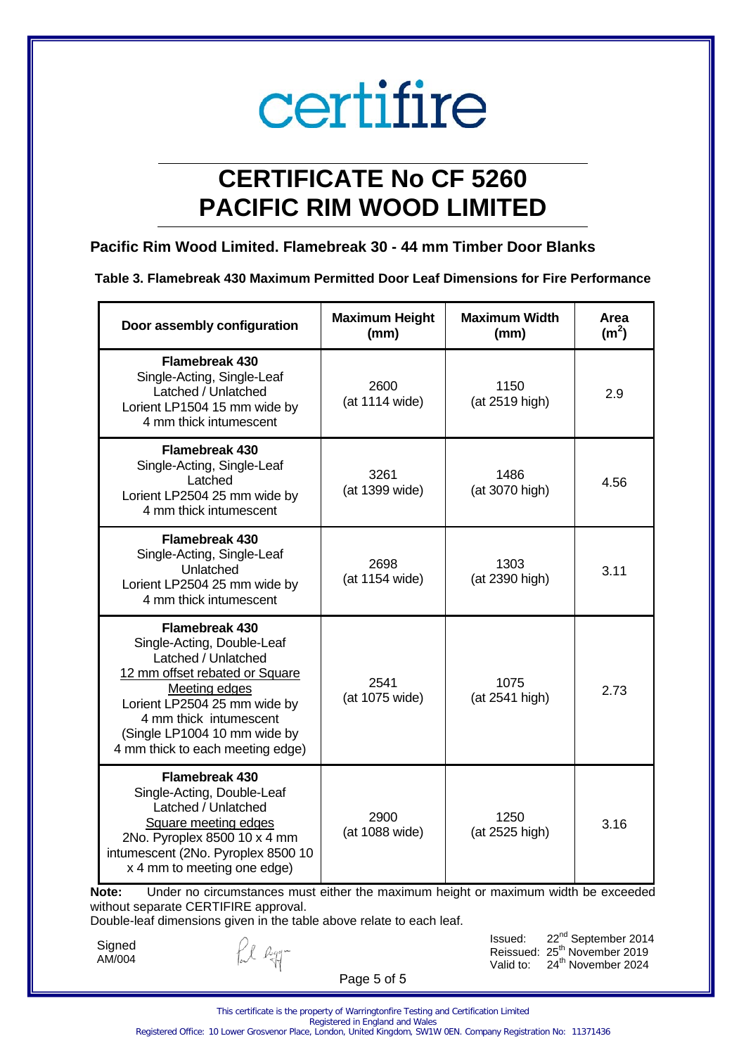certifire

# CERTIFICATE No CF 5260
# PACIFIC RIM WOOD LIMITED

### Pacific Rim Wood Limited. Flamebreak 30 - 44 mm Timber Door Blanks

**Table 3. Flamebreak 430 Maximum Permitted Door Leaf Dimensions for Fire Performance**

| Door assembly configuration | Maximum Height (mm) | Maximum Width (mm) | Area ($m^2$) |
|---|---|---|---|
| **Flamebreak 430** Single-Acting, Single-Leaf Latched / Unlatched Lorient LP1504 15 mm wide by 4 mm thick intumescent | 2600 (at 1114 wide) | 1150 (at 2519 high) | 2.9 |
| **Flamebreak 430** Single-Acting, Single-Leaf Latched Lorient LP2504 25 mm wide by 4 mm thick intumescent | 3261 (at 1399 wide) | 1486 (at 3070 high) | 4.56 |
| **Flamebreak 430** Single-Acting, Single-Leaf Unlatched Lorient LP2504 25 mm wide by 4 mm thick intumescent | 2698 (at 1154 wide) | 1303 (at 2390 high) | 3.11 |
| **Flamebreak 430** Single-Acting, Double-Leaf Latched / Unlatched 12 mm offset rebated or Square Meeting edges Lorient LP2504 25 mm wide by 4 mm thick intumescent (Single LP1004 10 mm wide by 4 mm thick to each meeting edge) | 2541 (at 1075 wide) | 1075 (at 2541 high) | 2.73 |
| **Flamebreak 430** Single-Acting, Double-Leaf Latched / Unlatched Square meeting edges 2No. Pyroplex 8500 10 x 4 mm intumescent (2No. Pyroplex 8500 10 x 4 mm to meeting one edge) | 2900 (at 1088 wide) | 1250 (at 2525 high) | 3.16 |

**Note:** Under no circumstances must either the maximum height or maximum width be exceeded without separate CERTIFIRE approval.
Double-leaf dimensions given in the table above relate to each leaf.

Signed
AM/004

Issued: 22nd September 2014
Reissued: 25th November 2019
Valid to: 24th November 2024

This certificate is the property of Warringtonfire Testing and Certification Limited
Registered in England and Wales
Registered Office: 10 Lower Grosvenor Place, London, United Kingdom, SW1W 0EN. Company Registration No: 11371436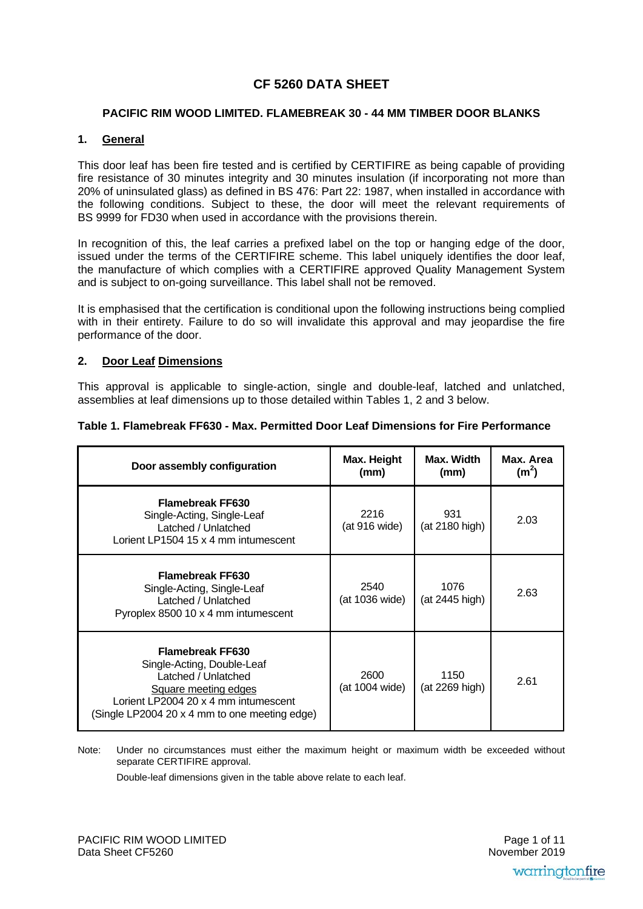# CF 5260 DATA SHEET

### PACIFIC RIM WOOD LIMITED. FLAMEBREAK 30 - 44 MM TIMBER DOOR BLANKS

## 1. General

This door leaf has been fire tested and is certified by CERTIFIRE as being capable of providing fire resistance of 30 minutes integrity and 30 minutes insulation (if incorporating not more than 20% of uninsulated glass) as defined in BS 476: Part 22: 1987, when installed in accordance with the following conditions. Subject to these, the door will meet the relevant requirements of BS 9999 for FD30 when used in accordance with the provisions therein.

In recognition of this, the leaf carries a prefixed label on the top or hanging edge of the door, issued under the terms of the CERTIFIRE scheme. This label uniquely identifies the door leaf, the manufacture of which complies with a CERTIFIRE approved Quality Management System and is subject to on-going surveillance. This label shall not be removed.

It is emphasised that the certification is conditional upon the following instructions being complied with in their entirety. Failure to do so will invalidate this approval and may jeopardise the fire performance of the door.

## 2. Door Leaf Dimensions

This approval is applicable to single-action, single and double-leaf, latched and unlatched, assemblies at leaf dimensions up to those detailed within Tables 1, 2 and 3 below.

**Table 1. Flamebreak FF630 - Max. Permitted Door Leaf Dimensions for Fire Performance**

| Door assembly configuration | Max. Height (mm) | Max. Width (mm) | Max. Area ($m^2$) |
|---|---|---|---|
| **Flamebreak FF630**<br>Single-Acting, Single-Leaf<br>Latched / Unlatched<br>Lorient LP1504 15 x 4 mm intumescent | 2216<br>(at 916 wide) | 931<br>(at 2180 high) | 2.03 |
| **Flamebreak FF630**<br>Single-Acting, Single-Leaf<br>Latched / Unlatched<br>Pyroplex 8500 10 x 4 mm intumescent | 2540<br>(at 1036 wide) | 1076<br>(at 2445 high) | 2.63 |
| **Flamebreak FF630**<br>Single-Acting, Double-Leaf<br>Latched / Unlatched<br>Square meeting edges<br>Lorient LP2004 20 x 4 mm intumescent<br>(Single LP2004 20 x 4 mm to one meeting edge) | 2600<br>(at 1004 wide) | 1150<br>(at 2269 high) | 2.61 |

Note: Under no circumstances must either the maximum height or maximum width be exceeded without separate CERTIFIRE approval.

Double-leaf dimensions given in the table above relate to each leaf.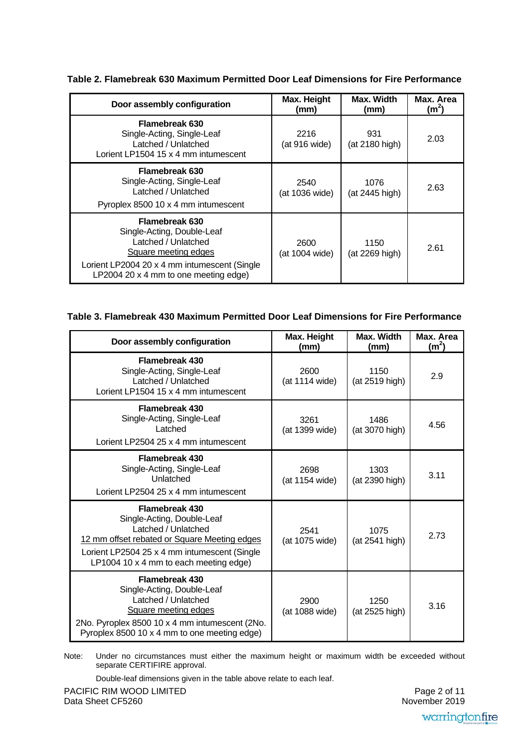**Table 2. Flamebreak 630 Maximum Permitted Door Leaf Dimensions for Fire Performance**

| Door assembly configuration | Max. Height (mm) | Max. Width (mm) | Max. Area ($m^2$) |
|---|---|---|---|
| **Flamebreak 630**<br>Single-Acting, Single-Leaf<br>Latched / Unlatched<br>Lorient LP1504 15 x 4 mm intumescent | 2216<br>(at 916 wide) | 931<br>(at 2180 high) | 2.03 |
| **Flamebreak 630**<br>Single-Acting, Single-Leaf<br>Latched / Unlatched<br>Pyroplex 8500 10 x 4 mm intumescent | 2540<br>(at 1036 wide) | 1076<br>(at 2445 high) | 2.63 |
| **Flamebreak 630**<br>Single-Acting, Double-Leaf<br>Latched / Unlatched<br>Square meeting edges<br>Lorient LP2004 20 x 4 mm intumescent (Single LP2004 20 x 4 mm to one meeting edge) | 2600<br>(at 1004 wide) | 1150<br>(at 2269 high) | 2.61 |

**Table 3. Flamebreak 430 Maximum Permitted Door Leaf Dimensions for Fire Performance**

| Door assembly configuration | Max. Height (mm) | Max. Width (mm) | Max. Area ($m^2$) |
|---|---|---|---|
| **Flamebreak 430**<br>Single-Acting, Single-Leaf<br>Latched / Unlatched<br>Lorient LP1504 15 x 4 mm intumescent | 2600<br>(at 1114 wide) | 1150<br>(at 2519 high) | 2.9 |
| **Flamebreak 430**<br>Single-Acting, Single-Leaf<br>Latched<br>Lorient LP2504 25 x 4 mm intumescent | 3261<br>(at 1399 wide) | 1486<br>(at 3070 high) | 4.56 |
| **Flamebreak 430**<br>Single-Acting, Single-Leaf<br>Unlatched<br>Lorient LP2504 25 x 4 mm intumescent | 2698<br>(at 1154 wide) | 1303<br>(at 2390 high) | 3.11 |
| **Flamebreak 430**<br>Single-Acting, Double-Leaf<br>Latched / Unlatched<br>12 mm offset rebated or Square Meeting edges<br>Lorient LP2504 25 x 4 mm intumescent (Single LP1004 10 x 4 mm to each meeting edge) | 2541<br>(at 1075 wide) | 1075<br>(at 2541 high) | 2.73 |
| **Flamebreak 430**<br>Single-Acting, Double-Leaf<br>Latched / Unlatched<br>Square meeting edges<br>2No. Pyroplex 8500 10 x 4 mm intumescent (2No. Pyroplex 8500 10 x 4 mm to one meeting edge) | 2900<br>(at 1088 wide) | 1250<br>(at 2525 high) | 3.16 |

Note: Under no circumstances must either the maximum height or maximum width be exceeded without separate CERTIFIRE approval.

Double-leaf dimensions given in the table above relate to each leaf.

PACIFIC RIM WOOD LIMITED
Data Sheet CF5260

November 2019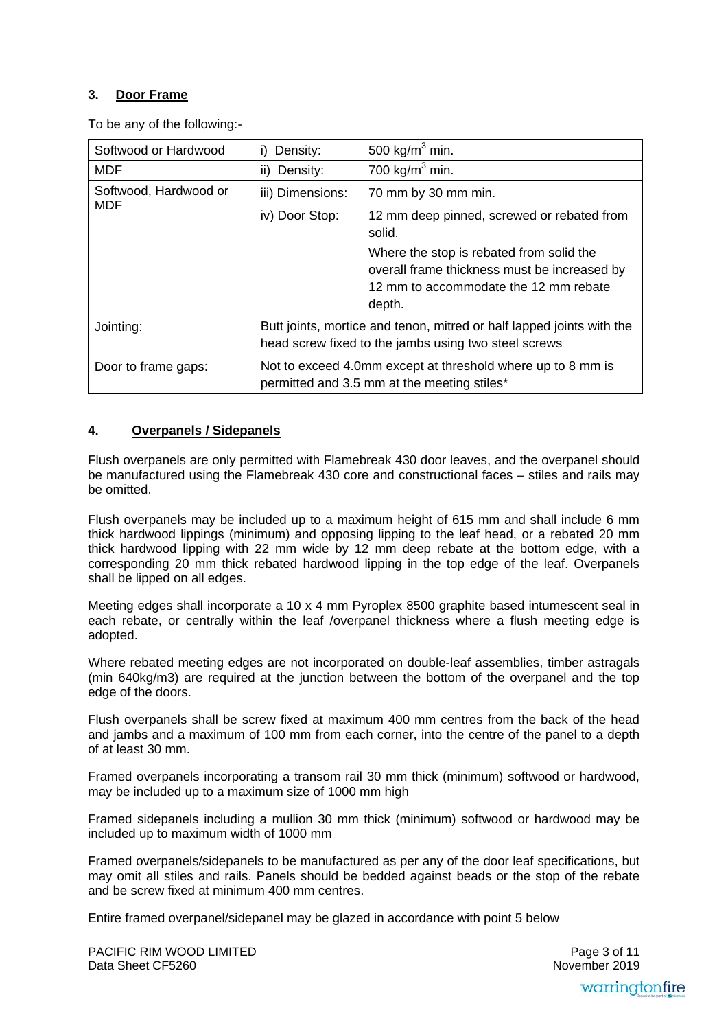## 3. Door Frame

To be any of the following:-

| Softwood or Hardwood | i) Density: | 500 kg/m$^3$ min. |
|---|---|---|
| MDF | ii) Density: | 700 kg/m$^3$ min. |
| Softwood, Hardwood or MDF | iii) Dimensions: | 70 mm by 30 mm min. |
| | iv) Door Stop: | 12 mm deep pinned, screwed or rebated from solid.<br>Where the stop is rebated from solid the overall frame thickness must be increased by 12 mm to accommodate the 12 mm rebate depth. |
| Jointing: | Butt joints, mortice and tenon, mitred or half lapped joints with the head screw fixed to the jambs using two steel screws | |
| Door to frame gaps: | Not to exceed 4.0mm except at threshold where up to 8 mm is permitted and 3.5 mm at the meeting stiles* | |

## 4. Overpanels / Sidepanels

Flush overpanels are only permitted with Flamebreak 430 door leaves, and the overpanel should be manufactured using the Flamebreak 430 core and constructional faces – stiles and rails may be omitted.

Flush overpanels may be included up to a maximum height of 615 mm and shall include 6 mm thick hardwood lippings (minimum) and opposing lipping to the leaf head, or a rebated 20 mm thick hardwood lipping with 22 mm wide by 12 mm deep rebate at the bottom edge, with a corresponding 20 mm thick rebated hardwood lipping in the top edge of the leaf. Overpanels shall be lipped on all edges.

Meeting edges shall incorporate a 10 x 4 mm Pyroplex 8500 graphite based intumescent seal in each rebate, or centrally within the leaf /overpanel thickness where a flush meeting edge is adopted.

Where rebated meeting edges are not incorporated on double-leaf assemblies, timber astragals (min 640kg/m3) are required at the junction between the bottom of the overpanel and the top edge of the doors.

Flush overpanels shall be screw fixed at maximum 400 mm centres from the back of the head and jambs and a maximum of 100 mm from each corner, into the centre of the panel to a depth of at least 30 mm.

Framed overpanels incorporating a transom rail 30 mm thick (minimum) softwood or hardwood, may be included up to a maximum size of 1000 mm high

Framed sidepanels including a mullion 30 mm thick (minimum) softwood or hardwood may be included up to maximum width of 1000 mm

Framed overpanels/sidepanels to be manufactured as per any of the door leaf specifications, but may omit all stiles and rails. Panels should be bedded against beads or the stop of the rebate and be screw fixed at minimum 400 mm centres.

Entire framed overpanel/sidepanel may be glazed in accordance with point 5 below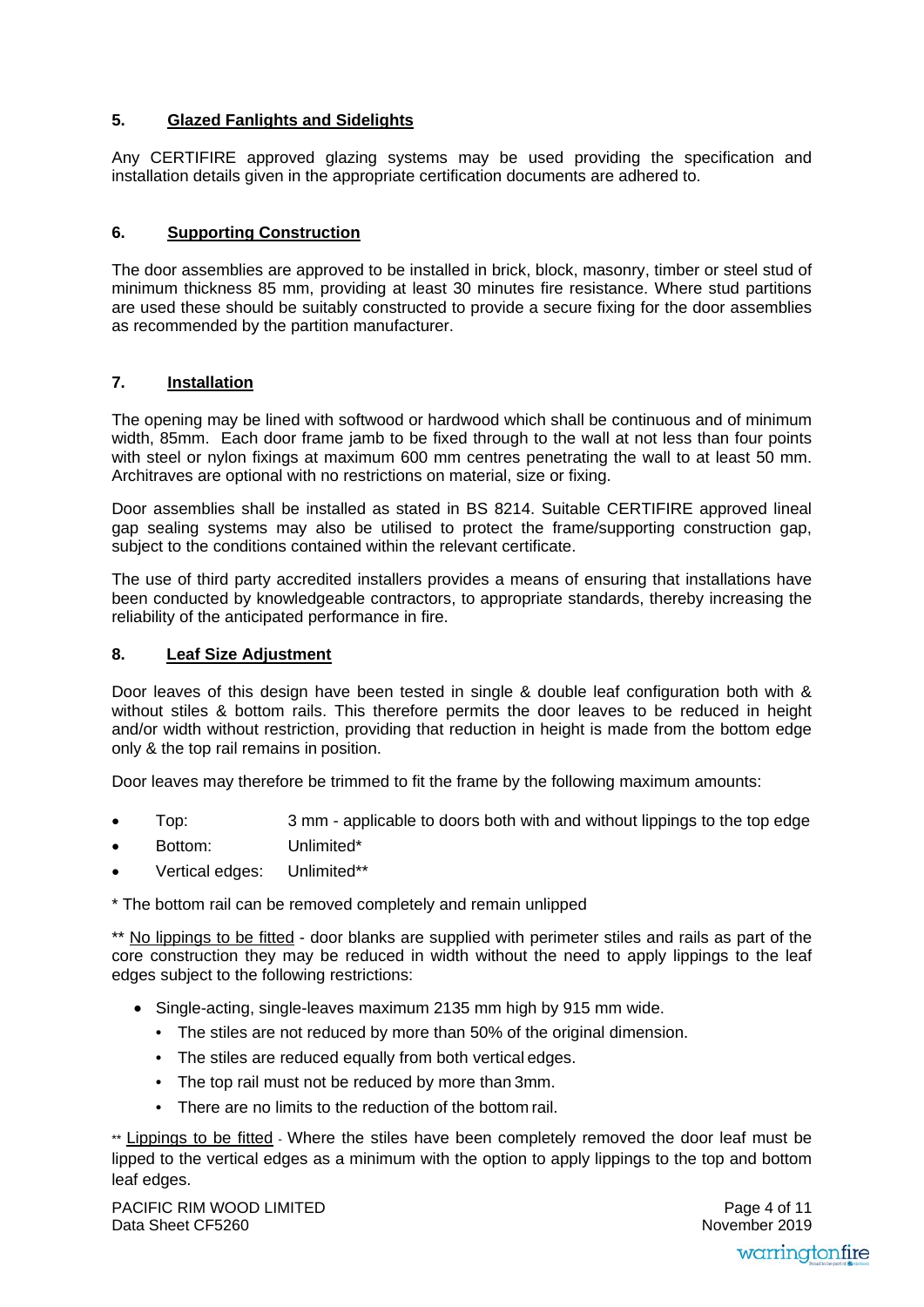## 5. Glazed Fanlights and Sidelights

Any CERTIFIRE approved glazing systems may be used providing the specification and installation details given in the appropriate certification documents are adhered to.

## 6. Supporting Construction

The door assemblies are approved to be installed in brick, block, masonry, timber or steel stud of minimum thickness 85 mm, providing at least 30 minutes fire resistance. Where stud partitions are used these should be suitably constructed to provide a secure fixing for the door assemblies as recommended by the partition manufacturer.

## 7. Installation

The opening may be lined with softwood or hardwood which shall be continuous and of minimum width, 85mm. Each door frame jamb to be fixed through to the wall at not less than four points with steel or nylon fixings at maximum 600 mm centres penetrating the wall to at least 50 mm. Architraves are optional with no restrictions on material, size or fixing.

Door assemblies shall be installed as stated in BS 8214. Suitable CERTIFIRE approved lineal gap sealing systems may also be utilised to protect the frame/supporting construction gap, subject to the conditions contained within the relevant certificate.

The use of third party accredited installers provides a means of ensuring that installations have been conducted by knowledgeable contractors, to appropriate standards, thereby increasing the reliability of the anticipated performance in fire.

## 8. Leaf Size Adjustment

Door leaves of this design have been tested in single & double leaf configuration both with & without stiles & bottom rails. This therefore permits the door leaves to be reduced in height and/or width without restriction, providing that reduction in height is made from the bottom edge only & the top rail remains in position.

Door leaves may therefore be trimmed to fit the frame by the following maximum amounts:

- Top: 3 mm - applicable to doors both with and without lippings to the top edge
- Bottom: Unlimited*
- Vertical edges: Unlimited**

\* The bottom rail can be removed completely and remain unlipped

\*\* No lippings to be fitted - door blanks are supplied with perimeter stiles and rails as part of the core construction they may be reduced in width without the need to apply lippings to the leaf edges subject to the following restrictions:

- Single-acting, single-leaves maximum 2135 mm high by 915 mm wide.
  - The stiles are not reduced by more than 50% of the original dimension.
  - The stiles are reduced equally from both vertical edges.
  - The top rail must not be reduced by more than 3mm.
  - There are no limits to the reduction of the bottom rail.

\*\* Lippings to be fitted - Where the stiles have been completely removed the door leaf must be lipped to the vertical edges as a minimum with the option to apply lippings to the top and bottom leaf edges.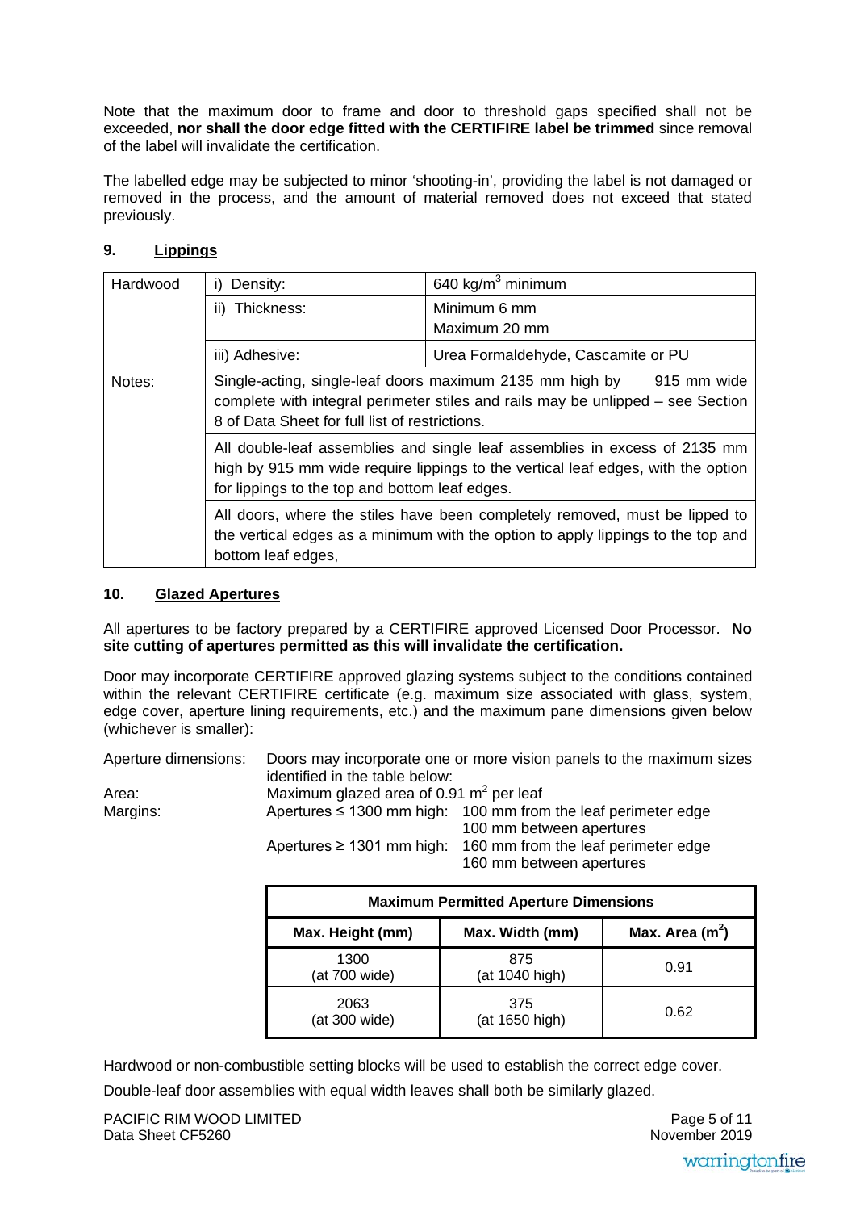Note that the maximum door to frame and door to threshold gaps specified shall not be exceeded, **nor shall the door edge fitted with the CERTIFIRE label be trimmed** since removal of the label will invalidate the certification.

The labelled edge may be subjected to minor 'shooting-in', providing the label is not damaged or removed in the process, and the amount of material removed does not exceed that stated previously.

## 9. Lippings

| Hardwood | i) Density: | 640 kg/m$^3$ minimum |
|---|---|---|
| | ii) Thickness: | Minimum 6 mm<br>Maximum 20 mm |
| | iii) Adhesive: | Urea Formaldehyde, Cascamite or PU |
| Notes: | Single-acting, single-leaf doors maximum 2135 mm high by 915 mm wide complete with integral perimeter stiles and rails may be unlipped – see Section 8 of Data Sheet for full list of restrictions. | |
| | All double-leaf assemblies and single leaf assemblies in excess of 2135 mm high by 915 mm wide require lippings to the vertical leaf edges, with the option for lippings to the top and bottom leaf edges. | |
| | All doors, where the stiles have been completely removed, must be lipped to the vertical edges as a minimum with the option to apply lippings to the top and bottom leaf edges, | |

## 10. Glazed Apertures

All apertures to be factory prepared by a CERTIFIRE approved Licensed Door Processor. **No site cutting of apertures permitted as this will invalidate the certification.**

Door may incorporate CERTIFIRE approved glazing systems subject to the conditions contained within the relevant CERTIFIRE certificate (e.g. maximum size associated with glass, system, edge cover, aperture lining requirements, etc.) and the maximum pane dimensions given below (whichever is smaller):

Aperture dimensions: Doors may incorporate one or more vision panels to the maximum sizes identified in the table below:

Area: Maximum glazed area of 0.91 m$^2$ per leaf

Margins:
- Apertures ≤ 1300 mm high: 100 mm from the leaf perimeter edge; 100 mm between apertures
- Apertures ≥ 1301 mm high: 160 mm from the leaf perimeter edge; 160 mm between apertures

| Maximum Permitted Aperture Dimensions | | |
|---|---|---|
| **Max. Height (mm)** | **Max. Width (mm)** | **Max. Area (m$^2$)** |
| 1300<br>(at 700 wide) | 875<br>(at 1040 high) | 0.91 |
| 2063<br>(at 300 wide) | 375<br>(at 1650 high) | 0.62 |

Hardwood or non-combustible setting blocks will be used to establish the correct edge cover.

Double-leaf door assemblies with equal width leaves shall both be similarly glazed.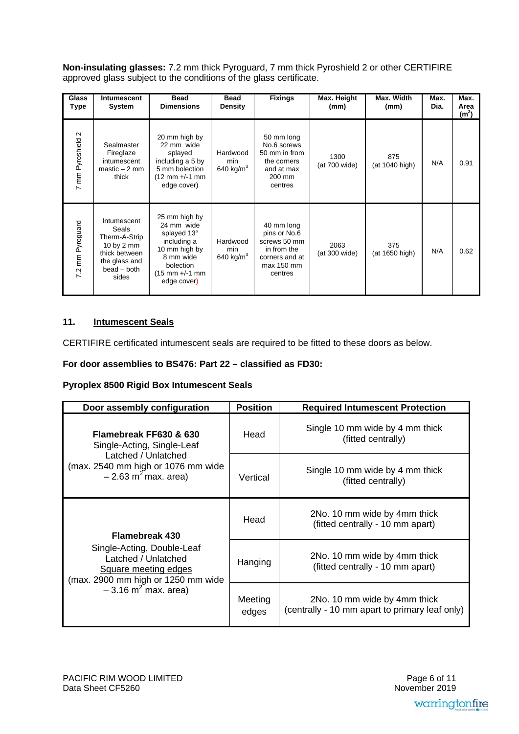**Non-insulating glasses:** 7.2 mm thick Pyroguard, 7 mm thick Pyroshield 2 or other CERTIFIRE approved glass subject to the conditions of the glass certificate.

| Glass Type | Intumescent System | Bead Dimensions | Bead Density | Fixings | Max. Height (mm) | Max. Width (mm) | Max. Dia. | Max. Area ($m^2$) |
|---|---|---|---|---|---|---|---|---|
| 7 mm Pyroshield 2 | Sealmaster Fireglaze intumescent mastic – 2 mm thick | 20 mm high by 22 mm wide splayed including a 5 by 5 mm bolection (12 mm +/-1 mm edge cover) | Hardwood min 640 kg/$m^3$ | 50 mm long No.6 screws 50 mm in from the corners and at max 200 mm centres | 1300 (at 700 wide) | 875 (at 1040 high) | N/A | 0.91 |
| 7.2 mm Pyroguard | Intumescent Seals Therm-A-Strip 10 by 2 mm thick between the glass and bead – both sides | 25 mm high by 24 mm wide splayed 13° including a 10 mm high by 8 mm wide bolection (15 mm +/-1 mm edge cover) | Hardwood min 640 kg/$m^3$ | 40 mm long pins or No.6 screws 50 mm in from the corners and at max 150 mm centres | 2063 (at 300 wide) | 375 (at 1650 high) | N/A | 0.62 |

## 11. Intumescent Seals

CERTIFIRE certificated intumescent seals are required to be fitted to these doors as below.

**For door assemblies to BS476: Part 22 – classified as FD30:**

**Pyroplex 8500 Rigid Box Intumescent Seals**

| Door assembly configuration | Position | Required Intumescent Protection |
|---|---|---|
| **Flamebreak FF630 & 630** Single-Acting, Single-Leaf Latched / Unlatched (max. 2540 mm high or 1076 mm wide – 2.63 $m^2$ max. area) | Head | Single 10 mm wide by 4 mm thick (fitted centrally) |
| | Vertical | Single 10 mm wide by 4 mm thick (fitted centrally) |
| **Flamebreak 430** Single-Acting, Double-Leaf Latched / Unlatched Square meeting edges (max. 2900 mm high or 1250 mm wide – 3.16 $m^2$ max. area) | Head | 2No. 10 mm wide by 4mm thick (fitted centrally - 10 mm apart) |
| | Hanging | 2No. 10 mm wide by 4mm thick (fitted centrally - 10 mm apart) |
| | Meeting edges | 2No. 10 mm wide by 4mm thick (centrally - 10 mm apart to primary leaf only) |

PACIFIC RIM WOOD LIMITED
Data Sheet CF5260

November 2019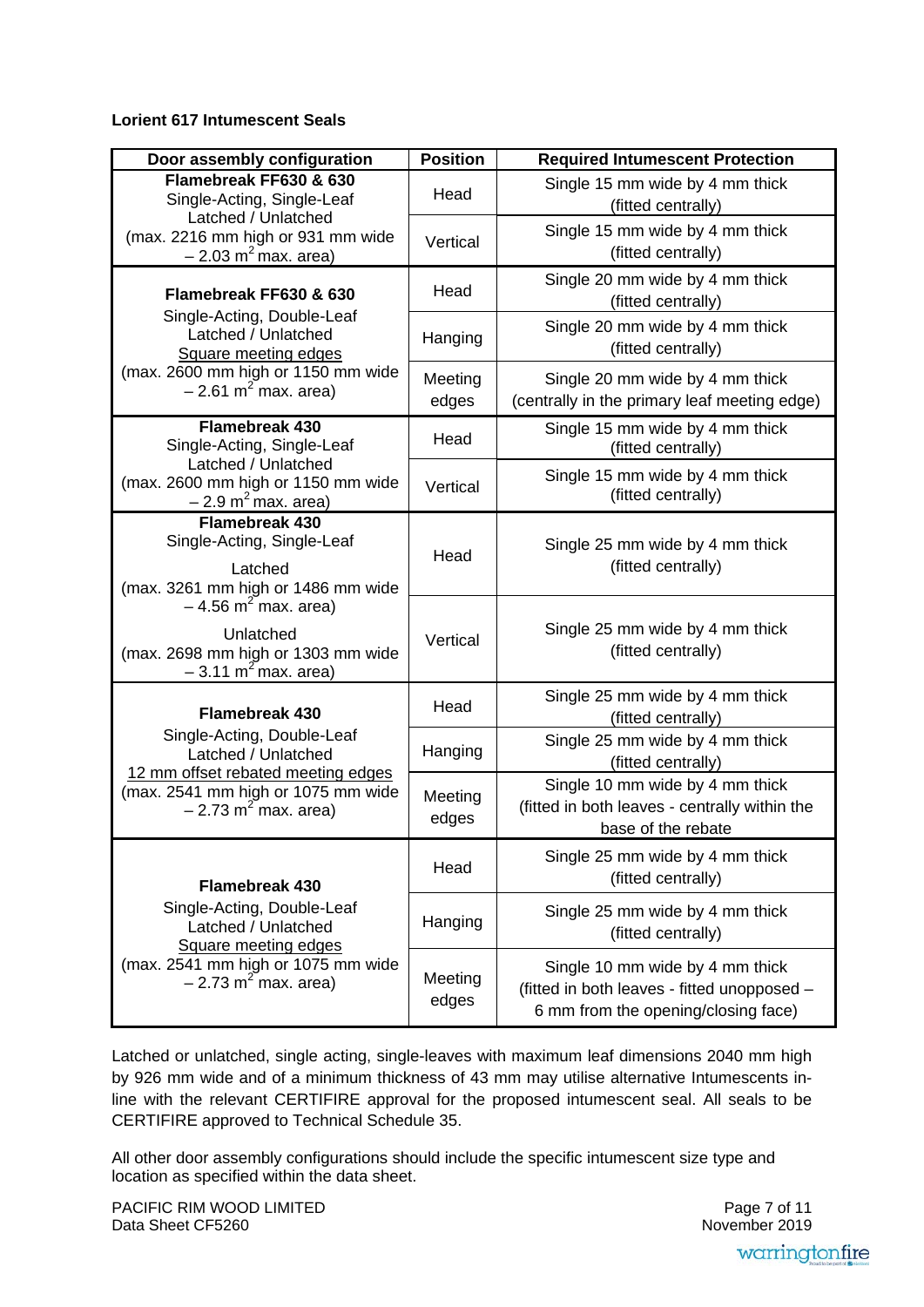**Lorient 617 Intumescent Seals**

| Door assembly configuration | Position | Required Intumescent Protection |
|---|---|---|
| **Flamebreak FF630 & 630** Single-Acting, Single-Leaf Latched / Unlatched (max. 2216 mm high or 931 mm wide – 2.03 m$^2$ max. area) | Head | Single 15 mm wide by 4 mm thick (fitted centrally) |
| | Vertical | Single 15 mm wide by 4 mm thick (fitted centrally) |
| **Flamebreak FF630 & 630** Single-Acting, Double-Leaf Latched / Unlatched <u>Square meeting edges</u> (max. 2600 mm high or 1150 mm wide – 2.61 m$^2$ max. area) | Head | Single 20 mm wide by 4 mm thick (fitted centrally) |
| | Hanging | Single 20 mm wide by 4 mm thick (fitted centrally) |
| | Meeting edges | Single 20 mm wide by 4 mm thick (centrally in the primary leaf meeting edge) |
| **Flamebreak 430** Single-Acting, Single-Leaf Latched / Unlatched (max. 2600 mm high or 1150 mm wide – 2.9 m$^2$ max. area) | Head | Single 15 mm wide by 4 mm thick (fitted centrally) |
| | Vertical | Single 15 mm wide by 4 mm thick (fitted centrally) |
| **Flamebreak 430** Single-Acting, Single-Leaf Latched (max. 3261 mm high or 1486 mm wide – 4.56 m$^2$ max. area) Unlatched (max. 2698 mm high or 1303 mm wide – 3.11 m$^2$ max. area) | Head | Single 25 mm wide by 4 mm thick (fitted centrally) |
| | Vertical | Single 25 mm wide by 4 mm thick (fitted centrally) |
| **Flamebreak 430** Single-Acting, Double-Leaf Latched / Unlatched <u>12 mm offset rebated meeting edges</u> (max. 2541 mm high or 1075 mm wide – 2.73 m$^2$ max. area) | Head | Single 25 mm wide by 4 mm thick (fitted centrally) |
| | Hanging | Single 25 mm wide by 4 mm thick (fitted centrally) |
| | Meeting edges | Single 10 mm wide by 4 mm thick (fitted in both leaves - centrally within the base of the rebate |
| **Flamebreak 430** Single-Acting, Double-Leaf Latched / Unlatched <u>Square meeting edges</u> (max. 2541 mm high or 1075 mm wide – 2.73 m$^2$ max. area) | Head | Single 25 mm wide by 4 mm thick (fitted centrally) |
| | Hanging | Single 25 mm wide by 4 mm thick (fitted centrally) |
| | Meeting edges | Single 10 mm wide by 4 mm thick (fitted in both leaves - fitted unopposed – 6 mm from the opening/closing face) |

Latched or unlatched, single acting, single-leaves with maximum leaf dimensions 2040 mm high by 926 mm wide and of a minimum thickness of 43 mm may utilise alternative Intumescents in-line with the relevant CERTIFIRE approval for the proposed intumescent seal. All seals to be CERTIFIRE approved to Technical Schedule 35.

All other door assembly configurations should include the specific intumescent size type and location as specified within the data sheet.

PACIFIC RIM WOOD LIMITED
Data Sheet CF5260

November 2019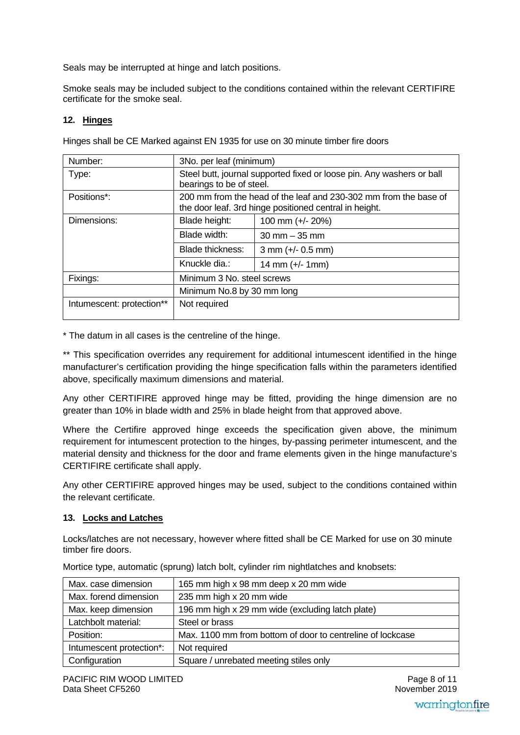Seals may be interrupted at hinge and latch positions.

Smoke seals may be included subject to the conditions contained within the relevant CERTIFIRE certificate for the smoke seal.

## 12. Hinges

Hinges shall be CE Marked against EN 1935 for use on 30 minute timber fire doors

| Number: | 3No. per leaf (minimum) | |
|---|---|---|
| Type: | Steel butt, journal supported fixed or loose pin. Any washers or ball bearings to be of steel. | |
| Positions*: | 200 mm from the head of the leaf and 230-302 mm from the base of the door leaf. 3rd hinge positioned central in height. | |
| Dimensions: | Blade height: | 100 mm (+/- 20%) |
| | Blade width: | 30 mm – 35 mm |
| | Blade thickness: | 3 mm (+/- 0.5 mm) |
| | Knuckle dia.: | 14 mm (+/- 1mm) |
| Fixings: | Minimum 3 No. steel screws | |
| | Minimum No.8 by 30 mm long | |
| Intumescent: protection** | Not required | |

* The datum in all cases is the centreline of the hinge.

** This specification overrides any requirement for additional intumescent identified in the hinge manufacturer's certification providing the hinge specification falls within the parameters identified above, specifically maximum dimensions and material.

Any other CERTIFIRE approved hinge may be fitted, providing the hinge dimension are no greater than 10% in blade width and 25% in blade height from that approved above.

Where the Certifire approved hinge exceeds the specification given above, the minimum requirement for intumescent protection to the hinges, by-passing perimeter intumescent, and the material density and thickness for the door and frame elements given in the hinge manufacture's CERTIFIRE certificate shall apply.

Any other CERTIFIRE approved hinges may be used, subject to the conditions contained within the relevant certificate.

## 13. Locks and Latches

Locks/latches are not necessary, however where fitted shall be CE Marked for use on 30 minute timber fire doors.

Mortice type, automatic (sprung) latch bolt, cylinder rim nightlatches and knobsets:

| Max. case dimension | 165 mm high x 98 mm deep x 20 mm wide |
|---|---|
| Max. forend dimension | 235 mm high x 20 mm wide |
| Max. keep dimension | 196 mm high x 29 mm wide (excluding latch plate) |
| Latchbolt material: | Steel or brass |
| Position: | Max. 1100 mm from bottom of door to centreline of lockcase |
| Intumescent protection*: | Not required |
| Configuration | Square / unrebated meeting stiles only |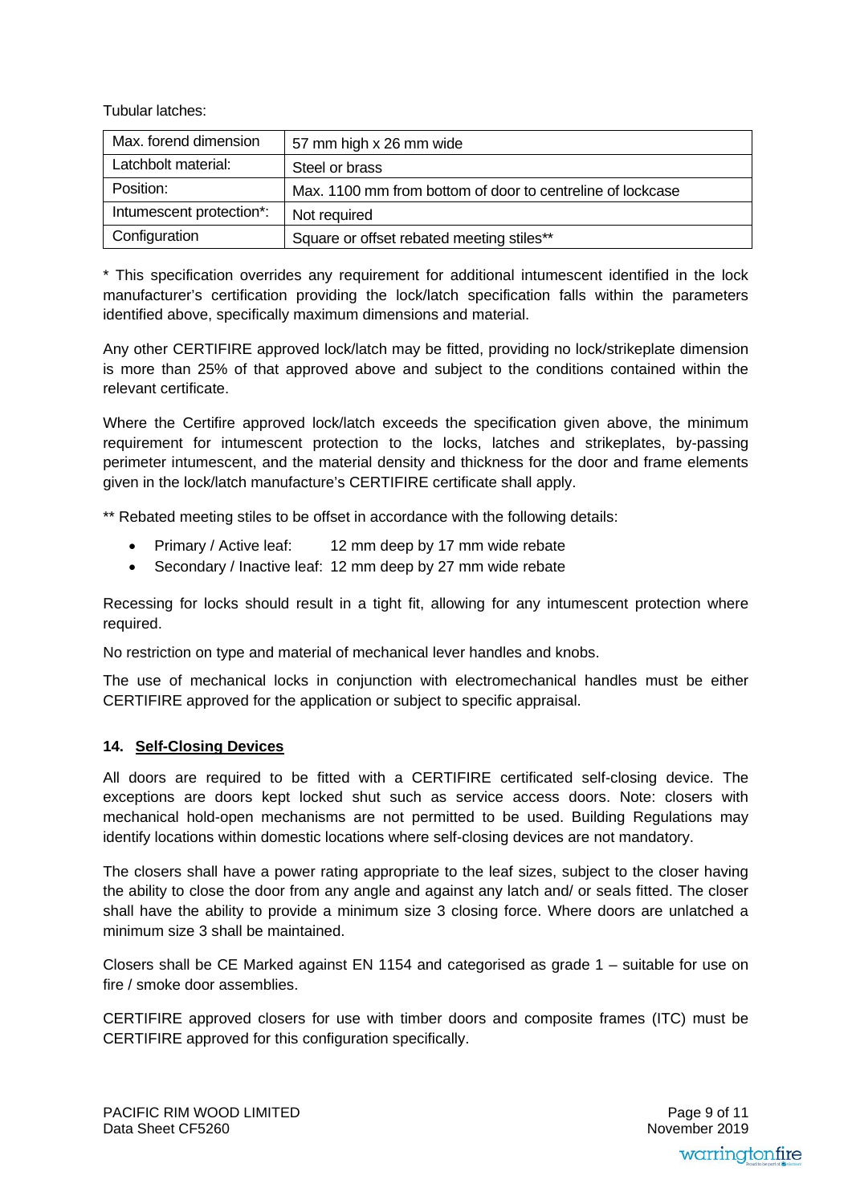Tubular latches:

| Max. forend dimension | 57 mm high x 26 mm wide |
|---|---|
| Latchbolt material: | Steel or brass |
| Position: | Max. 1100 mm from bottom of door to centreline of lockcase |
| Intumescent protection*: | Not required |
| Configuration | Square or offset rebated meeting stiles** |

* This specification overrides any requirement for additional intumescent identified in the lock manufacturer's certification providing the lock/latch specification falls within the parameters identified above, specifically maximum dimensions and material.

Any other CERTIFIRE approved lock/latch may be fitted, providing no lock/strikeplate dimension is more than 25% of that approved above and subject to the conditions contained within the relevant certificate.

Where the Certifire approved lock/latch exceeds the specification given above, the minimum requirement for intumescent protection to the locks, latches and strikeplates, by-passing perimeter intumescent, and the material density and thickness for the door and frame elements given in the lock/latch manufacture's CERTIFIRE certificate shall apply.

** Rebated meeting stiles to be offset in accordance with the following details:

- Primary / Active leaf: 12 mm deep by 17 mm wide rebate
- Secondary / Inactive leaf: 12 mm deep by 27 mm wide rebate

Recessing for locks should result in a tight fit, allowing for any intumescent protection where required.

No restriction on type and material of mechanical lever handles and knobs.

The use of mechanical locks in conjunction with electromechanical handles must be either CERTIFIRE approved for the application or subject to specific appraisal.

## 14. Self-Closing Devices

All doors are required to be fitted with a CERTIFIRE certificated self-closing device. The exceptions are doors kept locked shut such as service access doors. Note: closers with mechanical hold-open mechanisms are not permitted to be used. Building Regulations may identify locations within domestic locations where self-closing devices are not mandatory.

The closers shall have a power rating appropriate to the leaf sizes, subject to the closer having the ability to close the door from any angle and against any latch and/ or seals fitted. The closer shall have the ability to provide a minimum size 3 closing force. Where doors are unlatched a minimum size 3 shall be maintained.

Closers shall be CE Marked against EN 1154 and categorised as grade 1 – suitable for use on fire / smoke door assemblies.

CERTIFIRE approved closers for use with timber doors and composite frames (ITC) must be CERTIFIRE approved for this configuration specifically.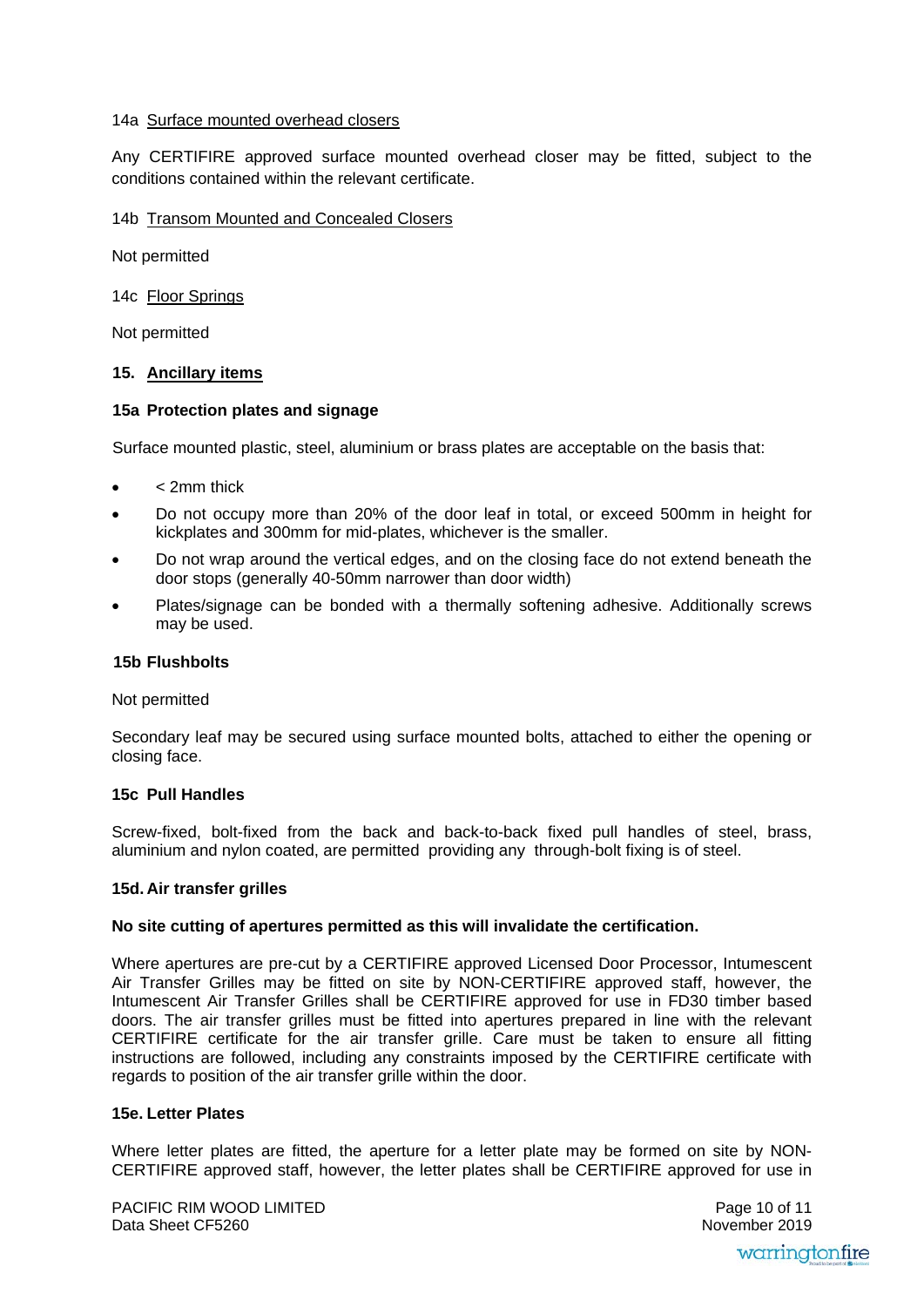14a Surface mounted overhead closers

Any CERTIFIRE approved surface mounted overhead closer may be fitted, subject to the conditions contained within the relevant certificate.

14b Transom Mounted and Concealed Closers

Not permitted

14c Floor Springs

Not permitted

### 15. Ancillary items

#### 15a Protection plates and signage

Surface mounted plastic, steel, aluminium or brass plates are acceptable on the basis that:

- < 2mm thick
- Do not occupy more than 20% of the door leaf in total, or exceed 500mm in height for kickplates and 300mm for mid-plates, whichever is the smaller.
- Do not wrap around the vertical edges, and on the closing face do not extend beneath the door stops (generally 40-50mm narrower than door width)
- Plates/signage can be bonded with a thermally softening adhesive. Additionally screws may be used.

#### 15b Flushbolts

Not permitted

Secondary leaf may be secured using surface mounted bolts, attached to either the opening or closing face.

#### 15c Pull Handles

Screw-fixed, bolt-fixed from the back and back-to-back fixed pull handles of steel, brass, aluminium and nylon coated, are permitted providing any through-bolt fixing is of steel.

#### 15d. Air transfer grilles

**No site cutting of apertures permitted as this will invalidate the certification.**

Where apertures are pre-cut by a CERTIFIRE approved Licensed Door Processor, Intumescent Air Transfer Grilles may be fitted on site by NON-CERTIFIRE approved staff, however, the Intumescent Air Transfer Grilles shall be CERTIFIRE approved for use in FD30 timber based doors. The air transfer grilles must be fitted into apertures prepared in line with the relevant CERTIFIRE certificate for the air transfer grille. Care must be taken to ensure all fitting instructions are followed, including any constraints imposed by the CERTIFIRE certificate with regards to position of the air transfer grille within the door.

#### 15e. Letter Plates

Where letter plates are fitted, the aperture for a letter plate may be formed on site by NON-CERTIFIRE approved staff, however, the letter plates shall be CERTIFIRE approved for use in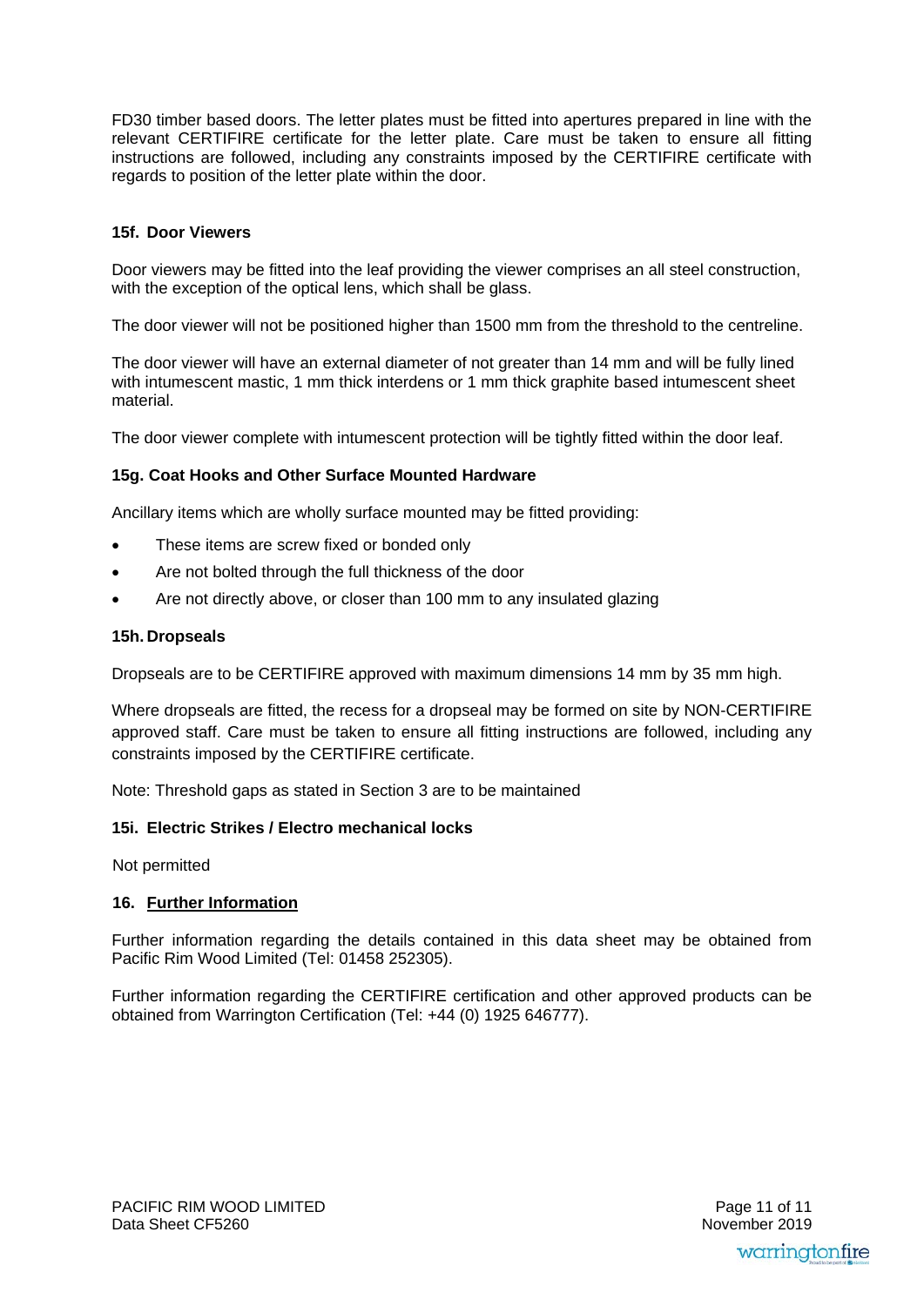FD30 timber based doors. The letter plates must be fitted into apertures prepared in line with the relevant CERTIFIRE certificate for the letter plate. Care must be taken to ensure all fitting instructions are followed, including any constraints imposed by the CERTIFIRE certificate with regards to position of the letter plate within the door.

### 15f. Door Viewers

Door viewers may be fitted into the leaf providing the viewer comprises an all steel construction, with the exception of the optical lens, which shall be glass.

The door viewer will not be positioned higher than 1500 mm from the threshold to the centreline.

The door viewer will have an external diameter of not greater than 14 mm and will be fully lined with intumescent mastic, 1 mm thick interdens or 1 mm thick graphite based intumescent sheet material.

The door viewer complete with intumescent protection will be tightly fitted within the door leaf.

### 15g. Coat Hooks and Other Surface Mounted Hardware

Ancillary items which are wholly surface mounted may be fitted providing:

- These items are screw fixed or bonded only
- Are not bolted through the full thickness of the door
- Are not directly above, or closer than 100 mm to any insulated glazing

### 15h. Dropseals

Dropseals are to be CERTIFIRE approved with maximum dimensions 14 mm by 35 mm high.

Where dropseals are fitted, the recess for a dropseal may be formed on site by NON-CERTIFIRE approved staff. Care must be taken to ensure all fitting instructions are followed, including any constraints imposed by the CERTIFIRE certificate.

Note: Threshold gaps as stated in Section 3 are to be maintained

### 15i. Electric Strikes / Electro mechanical locks

Not permitted

## 16. Further Information

Further information regarding the details contained in this data sheet may be obtained from Pacific Rim Wood Limited (Tel: 01458 252305).

Further information regarding the CERTIFIRE certification and other approved products can be obtained from Warrington Certification (Tel: +44 (0) 1925 646777).